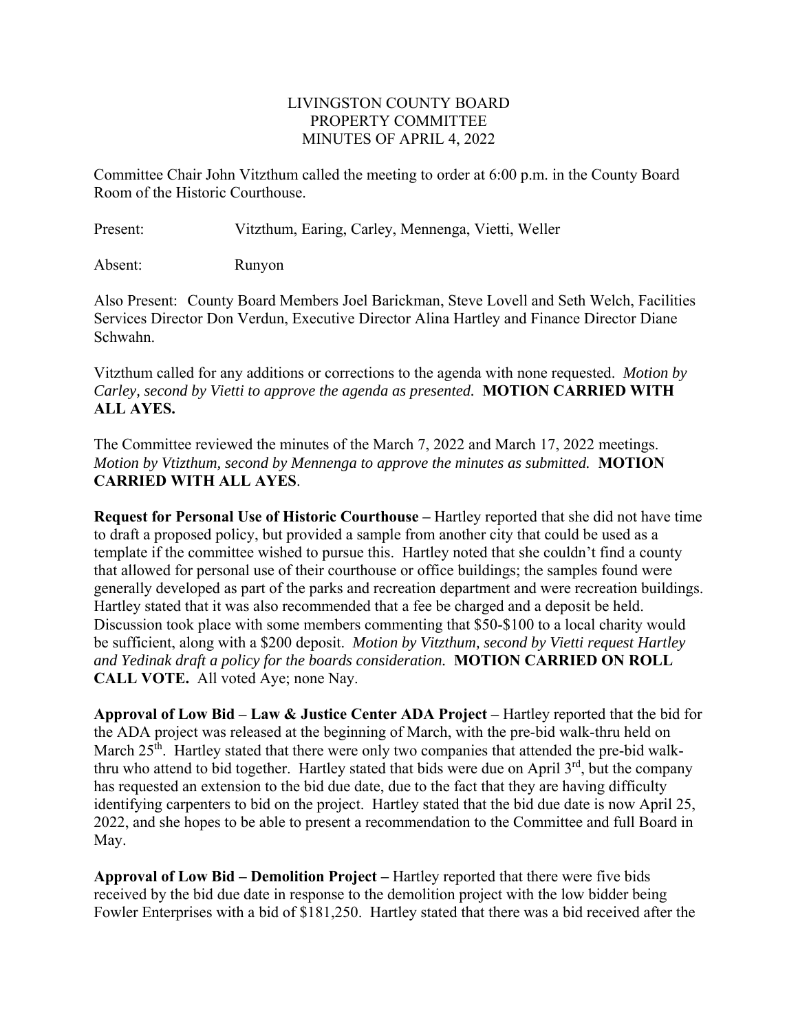# LIVINGSTON COUNTY BOARD
# PROPERTY COMMITTEE
# MINUTES OF APRIL 4, 2022

Committee Chair John Vitzthum called the meeting to order at 6:00 p.m. in the County Board Room of the Historic Courthouse.

Present: Vitzthum, Earing, Carley, Mennenga, Vietti, Weller

Absent: Runyon

Also Present: County Board Members Joel Barickman, Steve Lovell and Seth Welch, Facilities Services Director Don Verdun, Executive Director Alina Hartley and Finance Director Diane Schwahn.

Vitzthum called for any additions or corrections to the agenda with none requested. *Motion by Carley, second by Vietti to approve the agenda as presented.* **MOTION CARRIED WITH ALL AYES.**

The Committee reviewed the minutes of the March 7, 2022 and March 17, 2022 meetings. *Motion by Vtizthum, second by Mennenga to approve the minutes as submitted.* **MOTION CARRIED WITH ALL AYES**.

**Request for Personal Use of Historic Courthouse –** Hartley reported that she did not have time to draft a proposed policy, but provided a sample from another city that could be used as a template if the committee wished to pursue this. Hartley noted that she couldn't find a county that allowed for personal use of their courthouse or office buildings; the samples found were generally developed as part of the parks and recreation department and were recreation buildings. Hartley stated that it was also recommended that a fee be charged and a deposit be held. Discussion took place with some members commenting that \$50-\$100 to a local charity would be sufficient, along with a \$200 deposit. *Motion by Vitzthum, second by Vietti request Hartley and Yedinak draft a policy for the boards consideration.* **MOTION CARRIED ON ROLL CALL VOTE.** All voted Aye; none Nay.

**Approval of Low Bid – Law & Justice Center ADA Project –** Hartley reported that the bid for the ADA project was released at the beginning of March, with the pre-bid walk-thru held on March 25th. Hartley stated that there were only two companies that attended the pre-bid walk-thru who attend to bid together. Hartley stated that bids were due on April 3rd, but the company has requested an extension to the bid due date, due to the fact that they are having difficulty identifying carpenters to bid on the project. Hartley stated that the bid due date is now April 25, 2022, and she hopes to be able to present a recommendation to the Committee and full Board in May.

**Approval of Low Bid – Demolition Project –** Hartley reported that there were five bids received by the bid due date in response to the demolition project with the low bidder being Fowler Enterprises with a bid of \$181,250. Hartley stated that there was a bid received after the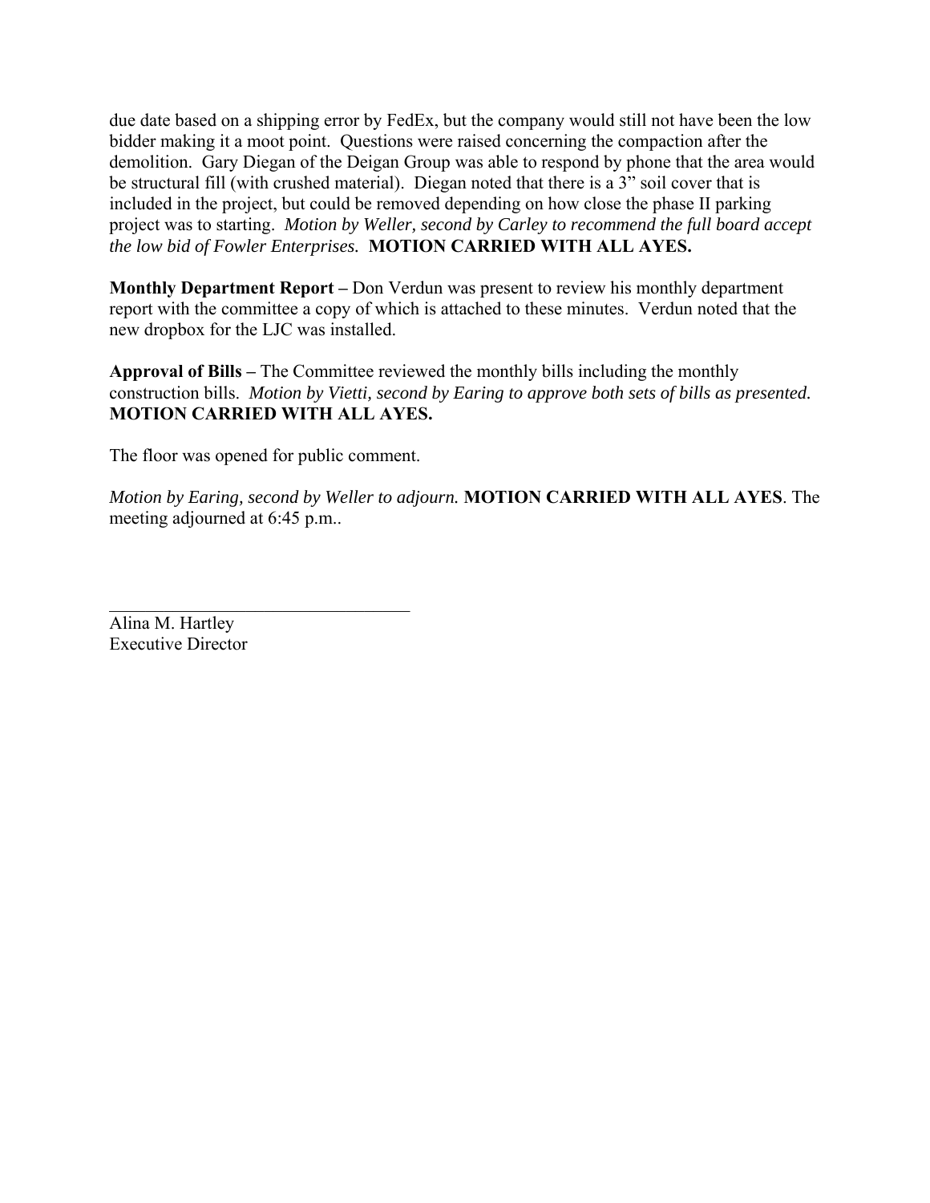due date based on a shipping error by FedEx, but the company would still not have been the low bidder making it a moot point. Questions were raised concerning the compaction after the demolition. Gary Diegan of the Deigan Group was able to respond by phone that the area would be structural fill (with crushed material). Diegan noted that there is a 3" soil cover that is included in the project, but could be removed depending on how close the phase II parking project was to starting. *Motion by Weller, second by Carley to recommend the full board accept the low bid of Fowler Enterprises.* **MOTION CARRIED WITH ALL AYES.**

**Monthly Department Report –** Don Verdun was present to review his monthly department report with the committee a copy of which is attached to these minutes. Verdun noted that the new dropbox for the LJC was installed.

**Approval of Bills –** The Committee reviewed the monthly bills including the monthly construction bills. *Motion by Vietti, second by Earing to approve both sets of bills as presented.* **MOTION CARRIED WITH ALL AYES.**

The floor was opened for public comment.

*Motion by Earing, second by Weller to adjourn.* **MOTION CARRIED WITH ALL AYES**. The meeting adjourned at 6:45 p.m..

\_\_\_\_\_\_\_\_\_\_\_\_\_\_\_\_\_\_\_\_\_\_\_\_\_\_\_\_\_\_\_\_\_\_

Alina M. Hartley
Executive Director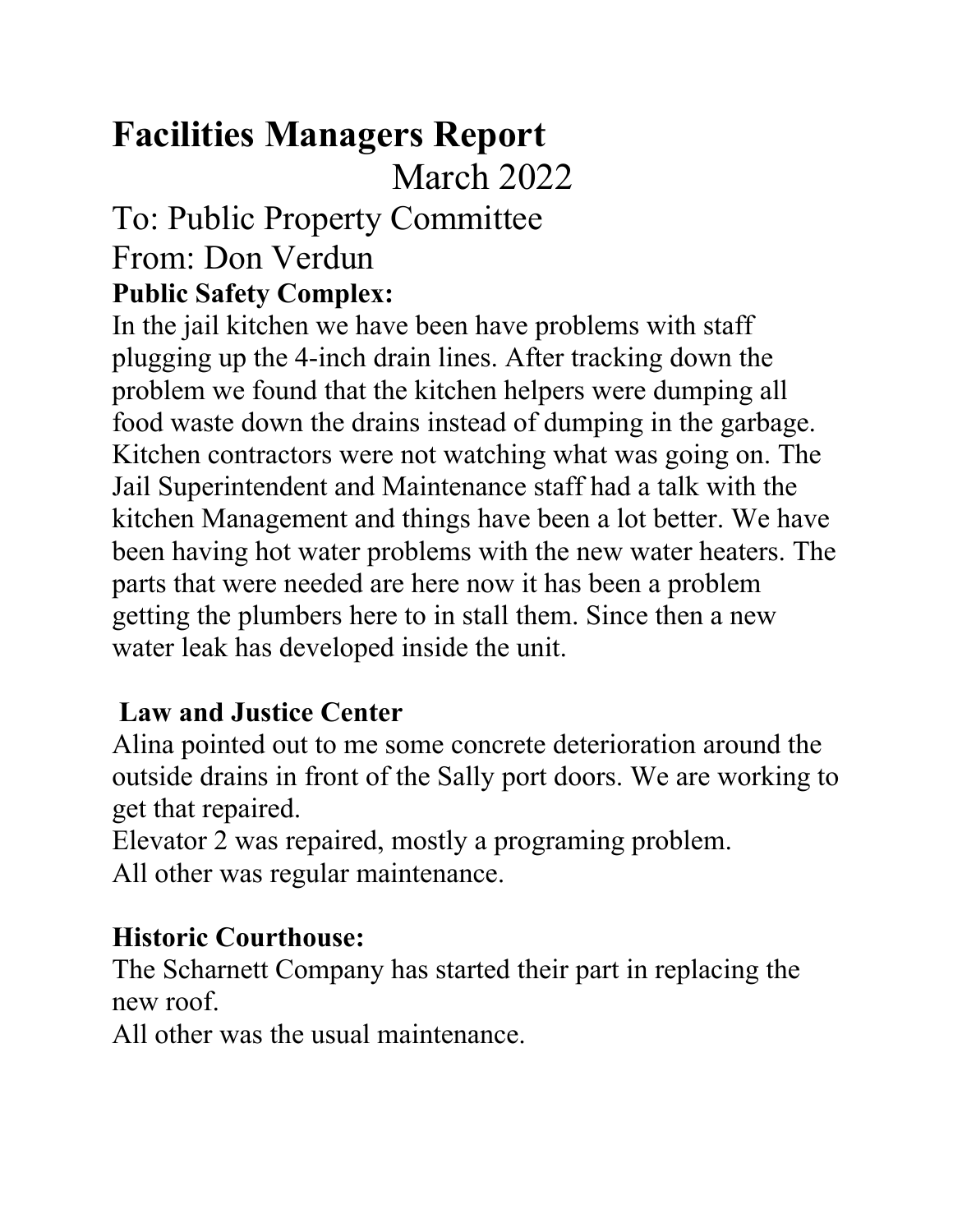# Facilities Managers Report

March 2022

To: Public Property Committee

From: Don Verdun

**Public Safety Complex:**

In the jail kitchen we have been have problems with staff plugging up the 4-inch drain lines. After tracking down the problem we found that the kitchen helpers were dumping all food waste down the drains instead of dumping in the garbage. Kitchen contractors were not watching what was going on. The Jail Superintendent and Maintenance staff had a talk with the kitchen Management and things have been a lot better. We have been having hot water problems with the new water heaters. The parts that were needed are here now it has been a problem getting the plumbers here to in stall them. Since then a new water leak has developed inside the unit.

**Law and Justice Center**

Alina pointed out to me some concrete deterioration around the outside drains in front of the Sally port doors. We are working to get that repaired.

Elevator 2 was repaired, mostly a programing problem.

All other was regular maintenance.

**Historic Courthouse:**

The Scharnett Company has started their part in replacing the new roof.

All other was the usual maintenance.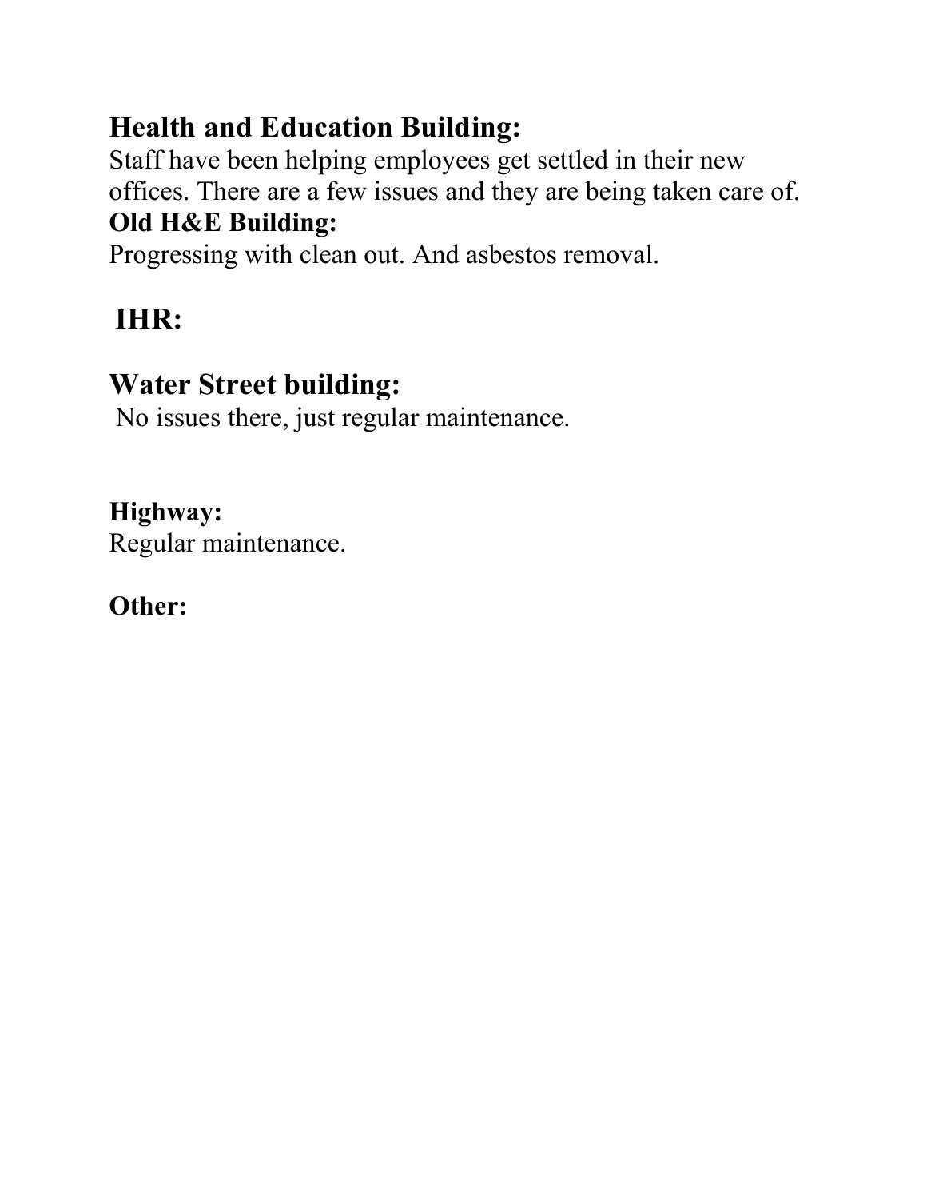## Health and Education Building:

Staff have been helping employees get settled in their new offices. There are a few issues and they are being taken care of.

### Old H&E Building:

Progressing with clean out. And asbestos removal.

## IHR:

## Water Street building:

No issues there, just regular maintenance.

### Highway:

Regular maintenance.

### Other: